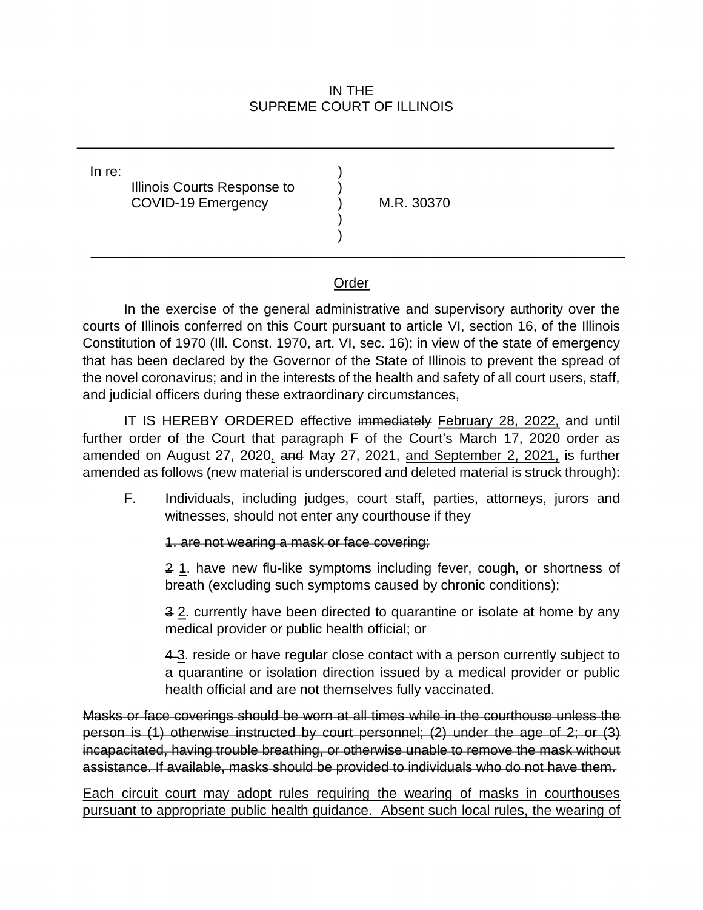IN THE
SUPREME COURT OF ILLINOIS

| In re: | | |
|---|---|---|
| Illinois Courts Response to COVID-19 Emergency | ) | M.R. 30370 |

Order

In the exercise of the general administrative and supervisory authority over the courts of Illinois conferred on this Court pursuant to article VI, section 16, of the Illinois Constitution of 1970 (Ill. Const. 1970, art. VI, sec. 16); in view of the state of emergency that has been declared by the Governor of the State of Illinois to prevent the spread of the novel coronavirus; and in the interests of the health and safety of all court users, staff, and judicial officers during these extraordinary circumstances,

IT IS HEREBY ORDERED effective ~~immediately~~ <u>February 28, 2022,</u> and until further order of the Court that paragraph F of the Court's March 17, 2020 order as amended on August 27, 2020<u>,</u> ~~and~~ May 27, 2021, <u>and September 2, 2021,</u> is further amended as follows (new material is underscored and deleted material is struck through):

F. Individuals, including judges, court staff, parties, attorneys, jurors and witnesses, should not enter any courthouse if they

~~1. are not wearing a mask or face covering;~~

~~2~~ <u>1</u>. have new flu-like symptoms including fever, cough, or shortness of breath (excluding such symptoms caused by chronic conditions);

~~3~~ <u>2</u>. currently have been directed to quarantine or isolate at home by any medical provider or public health official; or

~~4~~ <u>3</u>. reside or have regular close contact with a person currently subject to a quarantine or isolation direction issued by a medical provider or public health official and are not themselves fully vaccinated.

~~Masks or face coverings should be worn at all times while in the courthouse unless the person is (1) otherwise instructed by court personnel; (2) under the age of 2; or (3) incapacitated, having trouble breathing, or otherwise unable to remove the mask without assistance. If available, masks should be provided to individuals who do not have them.~~

<u>Each circuit court may adopt rules requiring the wearing of masks in courthouses pursuant to appropriate public health guidance. Absent such local rules, the wearing of</u>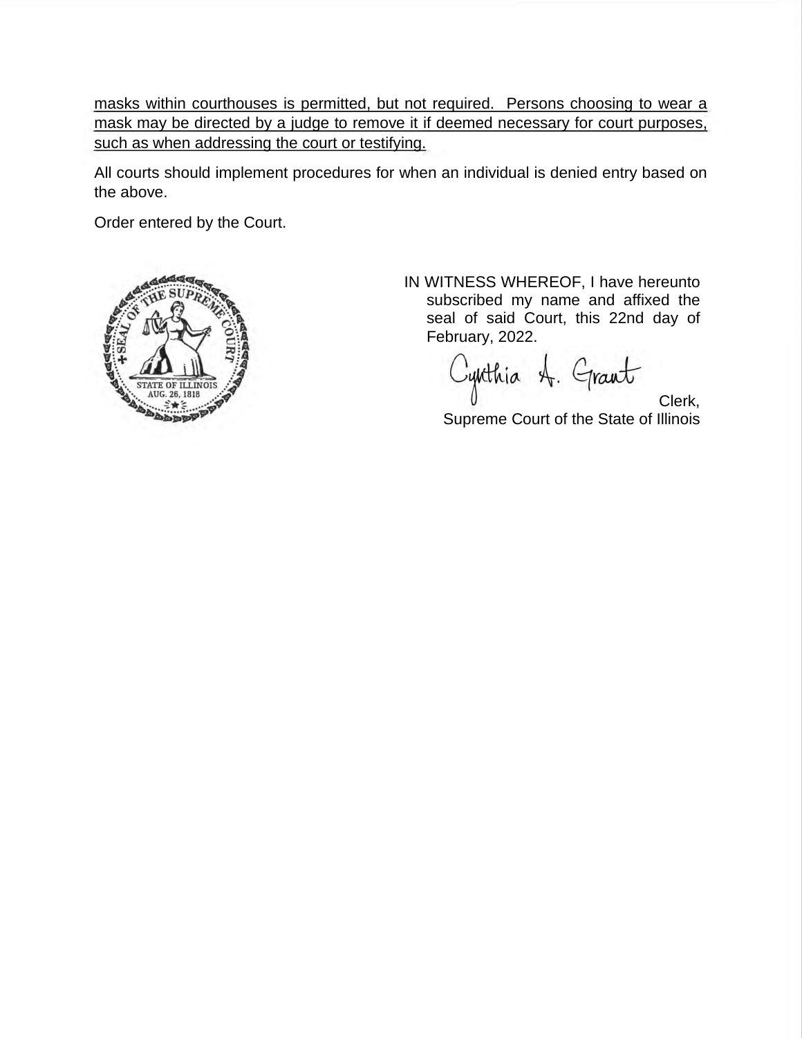<u>masks within courthouses is permitted, but not required. Persons choosing to wear a mask may be directed by a judge to remove it if deemed necessary for court purposes, such as when addressing the court or testifying.</u>

All courts should implement procedures for when an individual is denied entry based on the above.

Order entered by the Court.

IN WITNESS WHEREOF, I have hereunto subscribed my name and affixed the seal of said Court, this 22nd day of February, 2022.

Cynthia A. Grant

Clerk,
Supreme Court of the State of Illinois